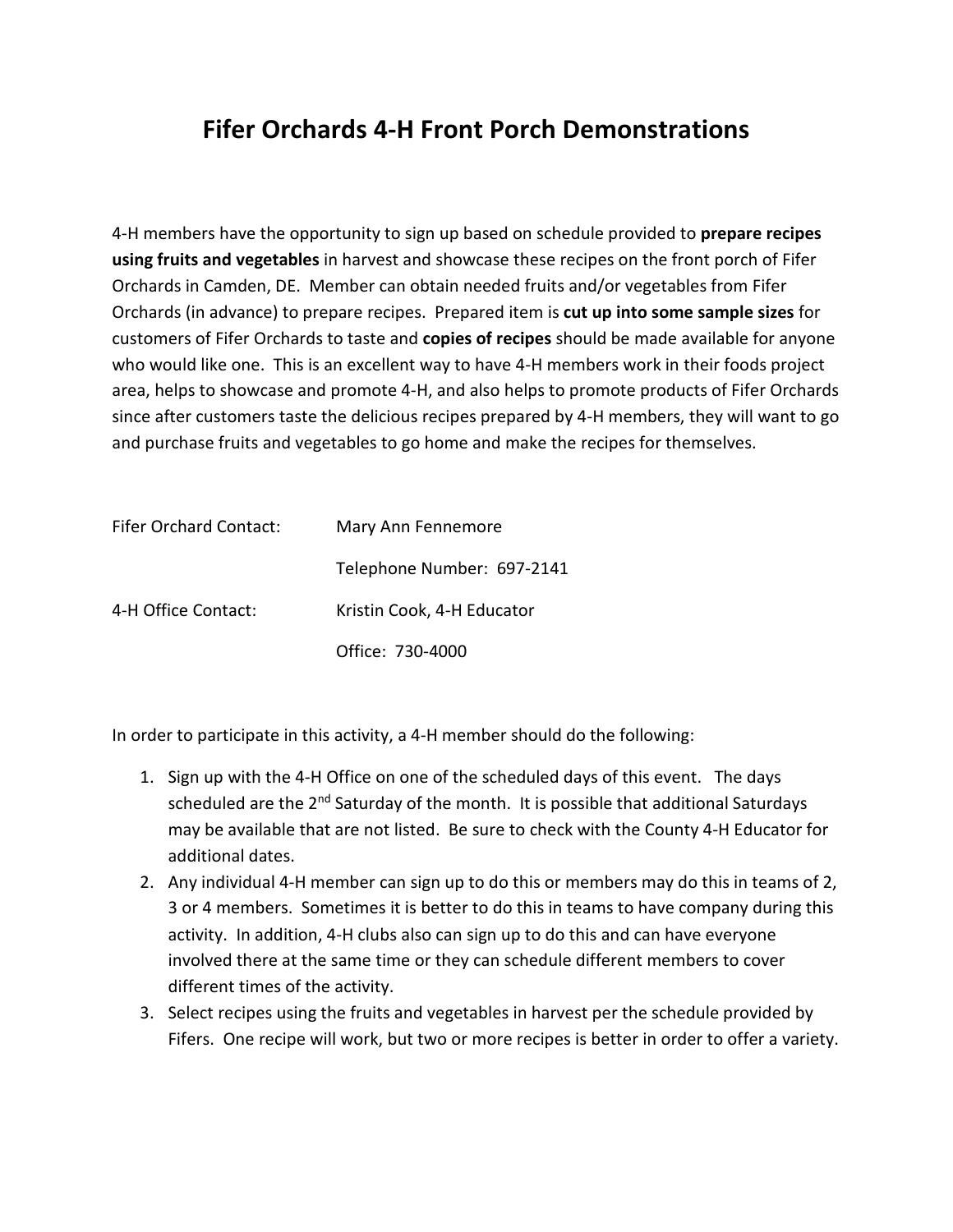# Fifer Orchards 4-H Front Porch Demonstrations

4-H members have the opportunity to sign up based on schedule provided to **prepare recipes using fruits and vegetables** in harvest and showcase these recipes on the front porch of Fifer Orchards in Camden, DE. Member can obtain needed fruits and/or vegetables from Fifer Orchards (in advance) to prepare recipes. Prepared item is **cut up into some sample sizes** for customers of Fifer Orchards to taste and **copies of recipes** should be made available for anyone who would like one. This is an excellent way to have 4-H members work in their foods project area, helps to showcase and promote 4-H, and also helps to promote products of Fifer Orchards since after customers taste the delicious recipes prepared by 4-H members, they will want to go and purchase fruits and vegetables to go home and make the recipes for themselves.

Fifer Orchard Contact: Mary Ann Fennemore

Telephone Number: 697-2141

4-H Office Contact: Kristin Cook, 4-H Educator

Office: 730-4000

In order to participate in this activity, a 4-H member should do the following:

1. Sign up with the 4-H Office on one of the scheduled days of this event. The days scheduled are the 2nd Saturday of the month. It is possible that additional Saturdays may be available that are not listed. Be sure to check with the County 4-H Educator for additional dates.
2. Any individual 4-H member can sign up to do this or members may do this in teams of 2, 3 or 4 members. Sometimes it is better to do this in teams to have company during this activity. In addition, 4-H clubs also can sign up to do this and can have everyone involved there at the same time or they can schedule different members to cover different times of the activity.
3. Select recipes using the fruits and vegetables in harvest per the schedule provided by Fifers. One recipe will work, but two or more recipes is better in order to offer a variety.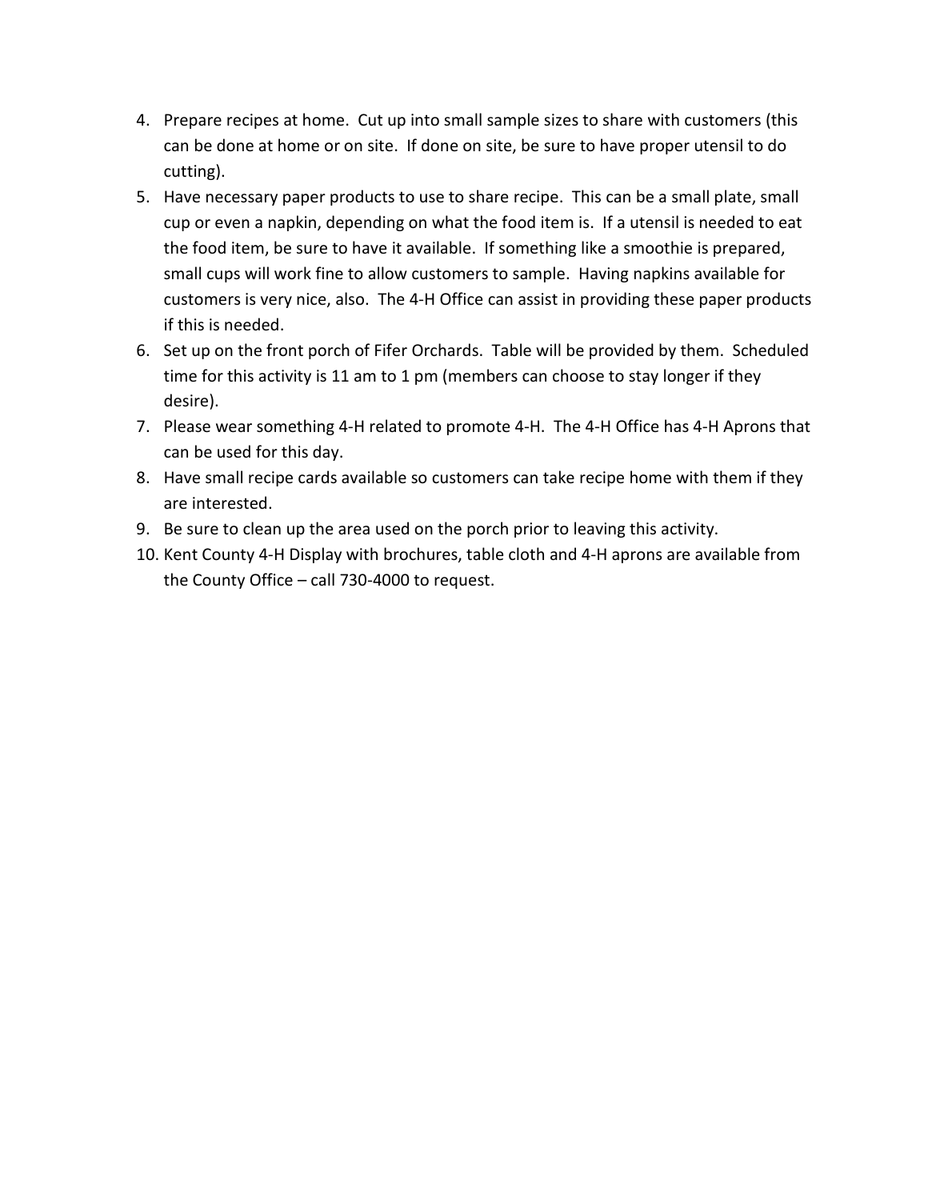4. Prepare recipes at home. Cut up into small sample sizes to share with customers (this can be done at home or on site. If done on site, be sure to have proper utensil to do cutting).
5. Have necessary paper products to use to share recipe. This can be a small plate, small cup or even a napkin, depending on what the food item is. If a utensil is needed to eat the food item, be sure to have it available. If something like a smoothie is prepared, small cups will work fine to allow customers to sample. Having napkins available for customers is very nice, also. The 4-H Office can assist in providing these paper products if this is needed.
6. Set up on the front porch of Fifer Orchards. Table will be provided by them. Scheduled time for this activity is 11 am to 1 pm (members can choose to stay longer if they desire).
7. Please wear something 4-H related to promote 4-H. The 4-H Office has 4-H Aprons that can be used for this day.
8. Have small recipe cards available so customers can take recipe home with them if they are interested.
9. Be sure to clean up the area used on the porch prior to leaving this activity.
10. Kent County 4-H Display with brochures, table cloth and 4-H aprons are available from the County Office – call 730-4000 to request.